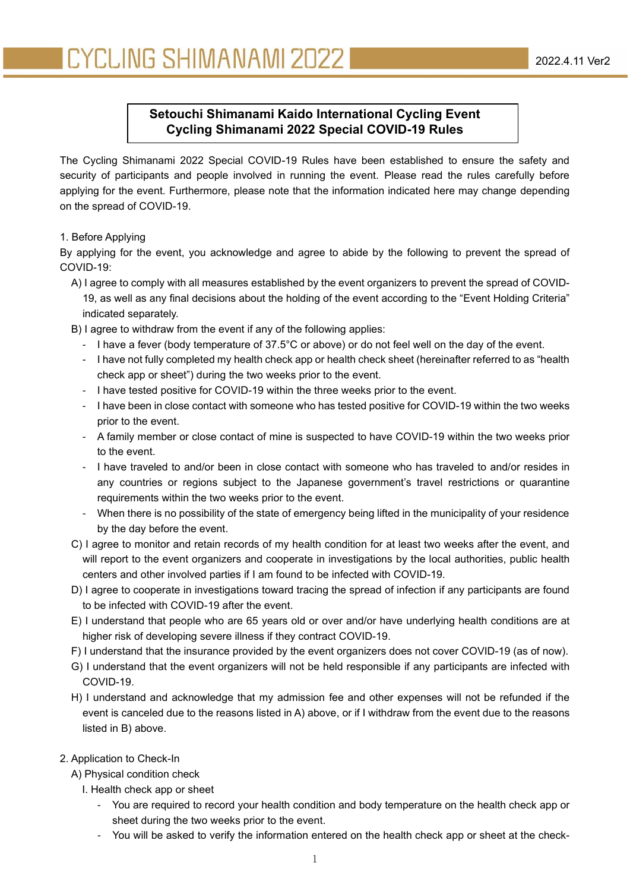# Setouchi Shimanami Kaido International Cycling Event
# Cycling Shimanami 2022 Special COVID-19 Rules

The Cycling Shimanami 2022 Special COVID-19 Rules have been established to ensure the safety and security of participants and people involved in running the event. Please read the rules carefully before applying for the event. Furthermore, please note that the information indicated here may change depending on the spread of COVID-19.

## 1. Before Applying

By applying for the event, you acknowledge and agree to abide by the following to prevent the spread of COVID-19:

A) I agree to comply with all measures established by the event organizers to prevent the spread of COVID-19, as well as any final decisions about the holding of the event according to the "Event Holding Criteria" indicated separately.

B) I agree to withdraw from the event if any of the following applies:

- I have a fever (body temperature of 37.5°C or above) or do not feel well on the day of the event.
- I have not fully completed my health check app or health check sheet (hereinafter referred to as "health check app or sheet") during the two weeks prior to the event.
- I have tested positive for COVID-19 within the three weeks prior to the event.
- I have been in close contact with someone who has tested positive for COVID-19 within the two weeks prior to the event.
- A family member or close contact of mine is suspected to have COVID-19 within the two weeks prior to the event.
- I have traveled to and/or been in close contact with someone who has traveled to and/or resides in any countries or regions subject to the Japanese government's travel restrictions or quarantine requirements within the two weeks prior to the event.
- When there is no possibility of the state of emergency being lifted in the municipality of your residence by the day before the event.

C) I agree to monitor and retain records of my health condition for at least two weeks after the event, and will report to the event organizers and cooperate in investigations by the local authorities, public health centers and other involved parties if I am found to be infected with COVID-19.

D) I agree to cooperate in investigations toward tracing the spread of infection if any participants are found to be infected with COVID-19 after the event.

E) I understand that people who are 65 years old or over and/or have underlying health conditions are at higher risk of developing severe illness if they contract COVID-19.

F) I understand that the insurance provided by the event organizers does not cover COVID-19 (as of now).

G) I understand that the event organizers will not be held responsible if any participants are infected with COVID-19.

H) I understand and acknowledge that my admission fee and other expenses will not be refunded if the event is canceled due to the reasons listed in A) above, or if I withdraw from the event due to the reasons listed in B) above.

## 2. Application to Check-In

A) Physical condition check

I. Health check app or sheet

- You are required to record your health condition and body temperature on the health check app or sheet during the two weeks prior to the event.
- You will be asked to verify the information entered on the health check app or sheet at the check-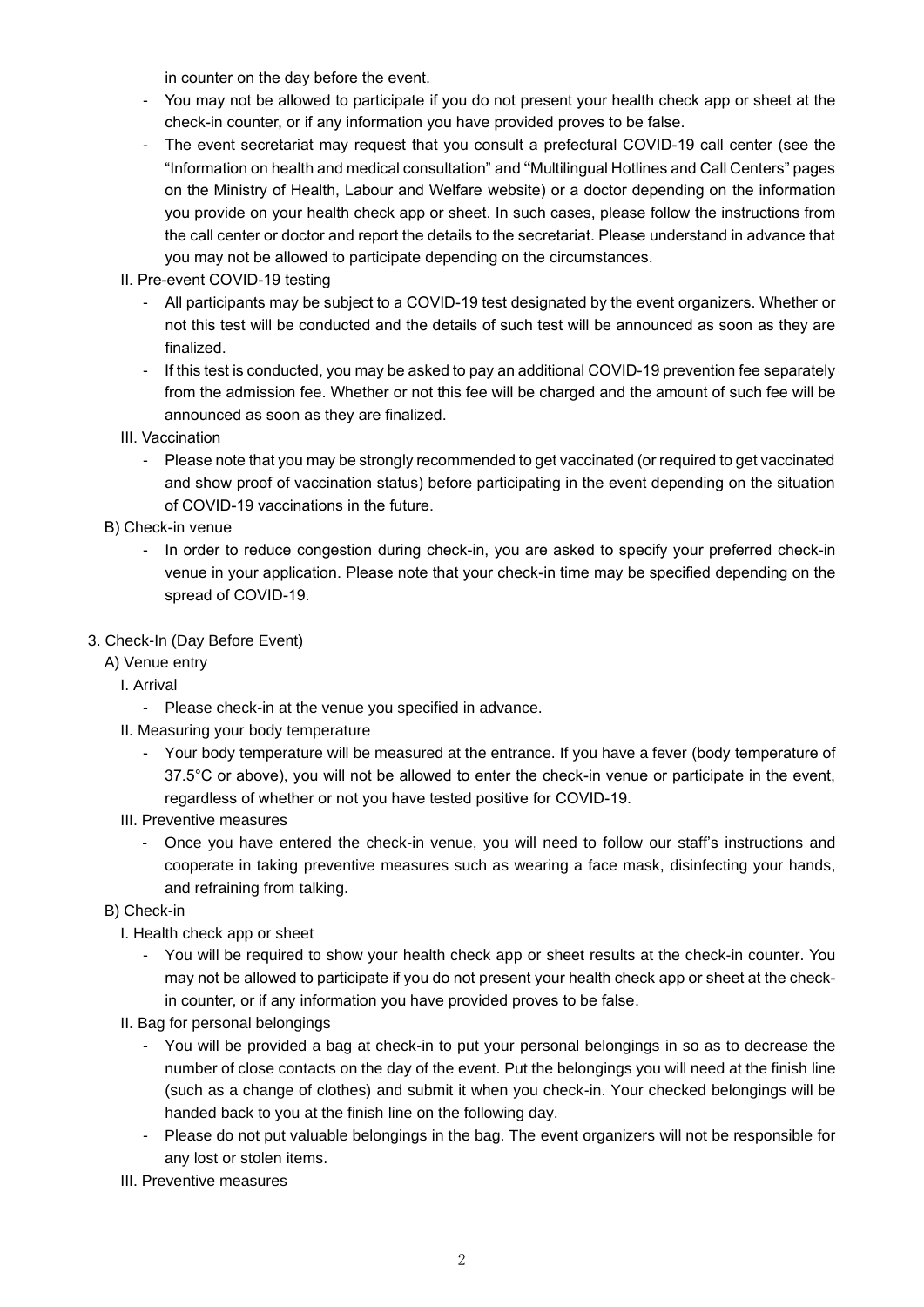in counter on the day before the event.

- You may not be allowed to participate if you do not present your health check app or sheet at the check-in counter, or if any information you have provided proves to be false.
- The event secretariat may request that you consult a prefectural COVID-19 call center (see the "Information on health and medical consultation" and "Multilingual Hotlines and Call Centers" pages on the Ministry of Health, Labour and Welfare website) or a doctor depending on the information you provide on your health check app or sheet. In such cases, please follow the instructions from the call center or doctor and report the details to the secretariat. Please understand in advance that you may not be allowed to participate depending on the circumstances.

II. Pre-event COVID-19 testing

- All participants may be subject to a COVID-19 test designated by the event organizers. Whether or not this test will be conducted and the details of such test will be announced as soon as they are finalized.
- If this test is conducted, you may be asked to pay an additional COVID-19 prevention fee separately from the admission fee. Whether or not this fee will be charged and the amount of such fee will be announced as soon as they are finalized.

III. Vaccination

- Please note that you may be strongly recommended to get vaccinated (or required to get vaccinated and show proof of vaccination status) before participating in the event depending on the situation of COVID-19 vaccinations in the future.

B) Check-in venue

- In order to reduce congestion during check-in, you are asked to specify your preferred check-in venue in your application. Please note that your check-in time may be specified depending on the spread of COVID-19.

3. Check-In (Day Before Event)

A) Venue entry

I. Arrival

- Please check-in at the venue you specified in advance.

II. Measuring your body temperature

- Your body temperature will be measured at the entrance. If you have a fever (body temperature of 37.5°C or above), you will not be allowed to enter the check-in venue or participate in the event, regardless of whether or not you have tested positive for COVID-19.

III. Preventive measures

- Once you have entered the check-in venue, you will need to follow our staff's instructions and cooperate in taking preventive measures such as wearing a face mask, disinfecting your hands, and refraining from talking.

B) Check-in

I. Health check app or sheet

- You will be required to show your health check app or sheet results at the check-in counter. You may not be allowed to participate if you do not present your health check app or sheet at the check-in counter, or if any information you have provided proves to be false.

II. Bag for personal belongings

- You will be provided a bag at check-in to put your personal belongings in so as to decrease the number of close contacts on the day of the event. Put the belongings you will need at the finish line (such as a change of clothes) and submit it when you check-in. Your checked belongings will be handed back to you at the finish line on the following day.
- Please do not put valuable belongings in the bag. The event organizers will not be responsible for any lost or stolen items.

III. Preventive measures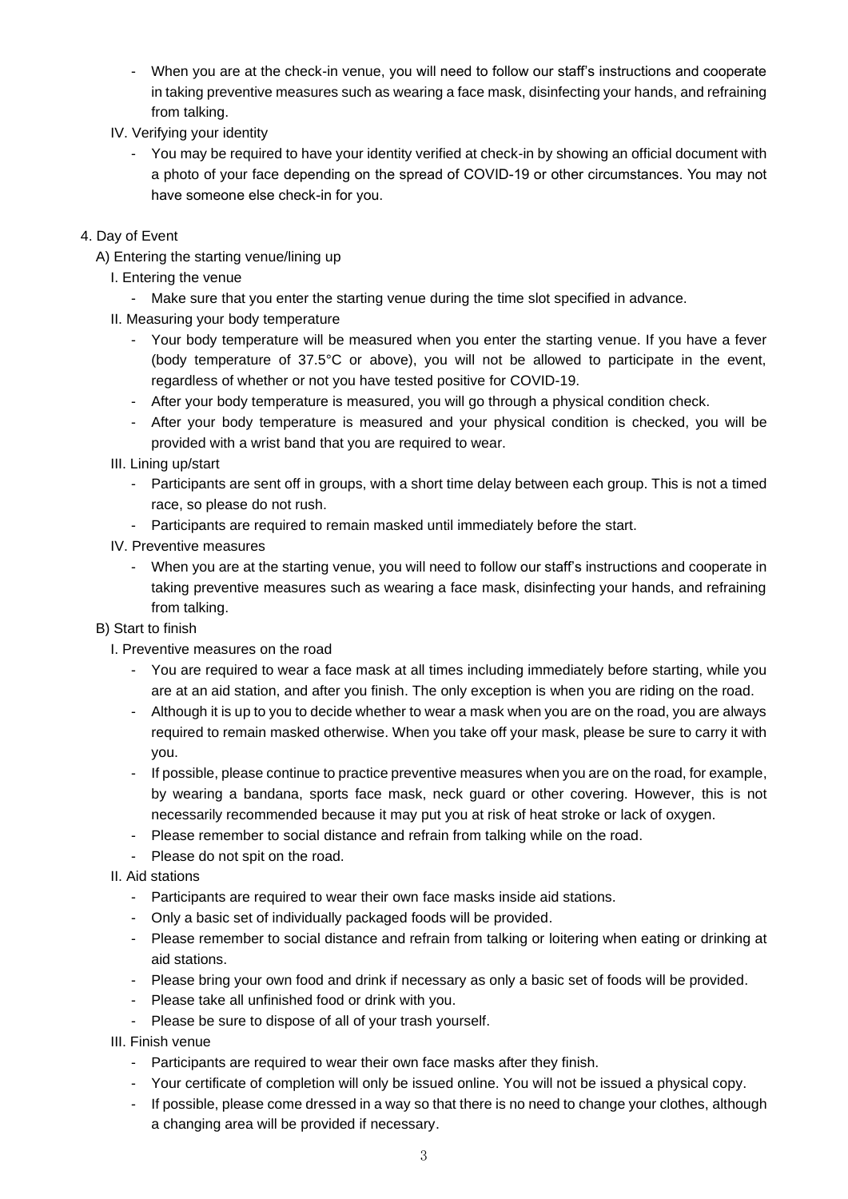- When you are at the check-in venue, you will need to follow our staff's instructions and cooperate in taking preventive measures such as wearing a face mask, disinfecting your hands, and refraining from talking.

IV. Verifying your identity

- You may be required to have your identity verified at check-in by showing an official document with a photo of your face depending on the spread of COVID-19 or other circumstances. You may not have someone else check-in for you.

4. Day of Event

A) Entering the starting venue/lining up

I. Entering the venue

- Make sure that you enter the starting venue during the time slot specified in advance.

II. Measuring your body temperature

- Your body temperature will be measured when you enter the starting venue. If you have a fever (body temperature of 37.5°C or above), you will not be allowed to participate in the event, regardless of whether or not you have tested positive for COVID-19.
- After your body temperature is measured, you will go through a physical condition check.
- After your body temperature is measured and your physical condition is checked, you will be provided with a wrist band that you are required to wear.

III. Lining up/start

- Participants are sent off in groups, with a short time delay between each group. This is not a timed race, so please do not rush.
- Participants are required to remain masked until immediately before the start.

IV. Preventive measures

- When you are at the starting venue, you will need to follow our staff's instructions and cooperate in taking preventive measures such as wearing a face mask, disinfecting your hands, and refraining from talking.

B) Start to finish

I. Preventive measures on the road

- You are required to wear a face mask at all times including immediately before starting, while you are at an aid station, and after you finish. The only exception is when you are riding on the road.
- Although it is up to you to decide whether to wear a mask when you are on the road, you are always required to remain masked otherwise. When you take off your mask, please be sure to carry it with you.
- If possible, please continue to practice preventive measures when you are on the road, for example, by wearing a bandana, sports face mask, neck guard or other covering. However, this is not necessarily recommended because it may put you at risk of heat stroke or lack of oxygen.
- Please remember to social distance and refrain from talking while on the road.
- Please do not spit on the road.

II. Aid stations

- Participants are required to wear their own face masks inside aid stations.
- Only a basic set of individually packaged foods will be provided.
- Please remember to social distance and refrain from talking or loitering when eating or drinking at aid stations.
- Please bring your own food and drink if necessary as only a basic set of foods will be provided.
- Please take all unfinished food or drink with you.
- Please be sure to dispose of all of your trash yourself.

III. Finish venue

- Participants are required to wear their own face masks after they finish.
- Your certificate of completion will only be issued online. You will not be issued a physical copy.
- If possible, please come dressed in a way so that there is no need to change your clothes, although a changing area will be provided if necessary.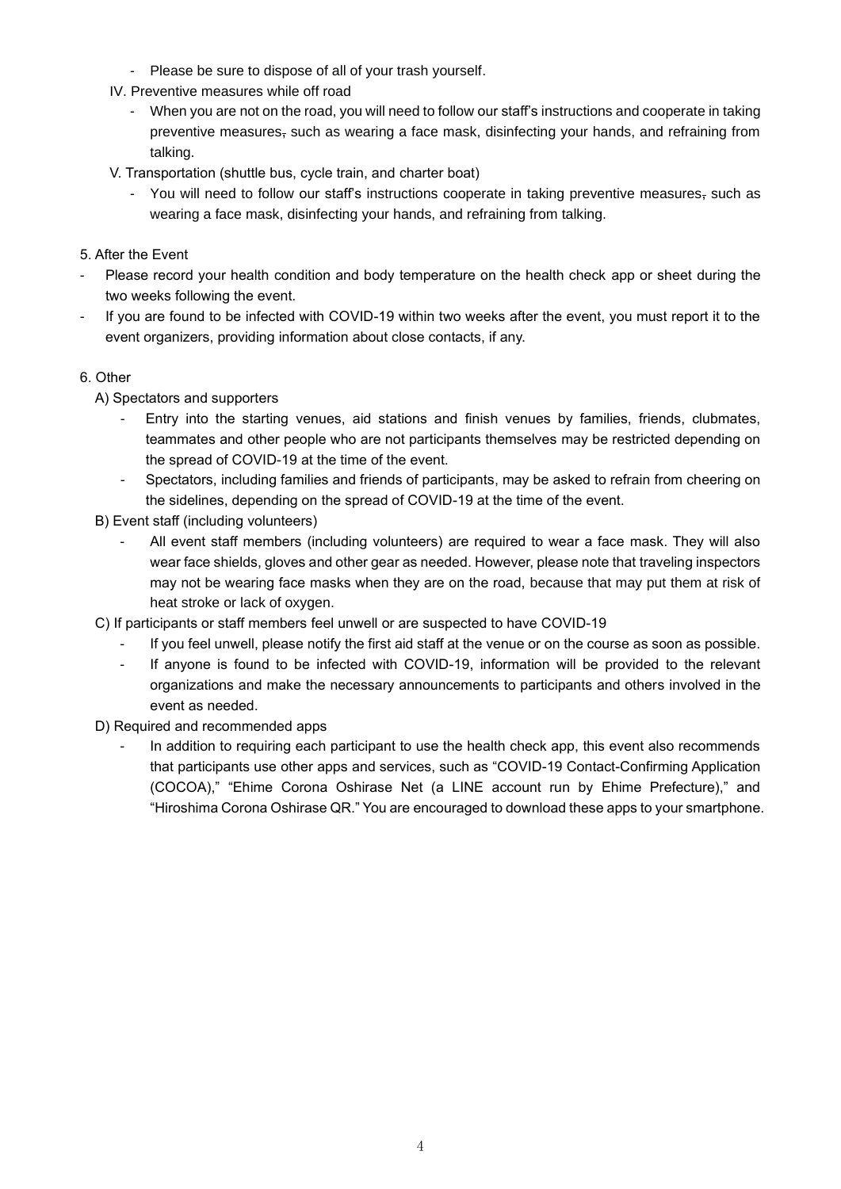- Please be sure to dispose of all of your trash yourself.

IV. Preventive measures while off road

- When you are not on the road, you will need to follow our staff's instructions and cooperate in taking preventive measures, such as wearing a face mask, disinfecting your hands, and refraining from talking.

V. Transportation (shuttle bus, cycle train, and charter boat)

- You will need to follow our staff's instructions cooperate in taking preventive measures, such as wearing a face mask, disinfecting your hands, and refraining from talking.

5. After the Event

- Please record your health condition and body temperature on the health check app or sheet during the two weeks following the event.
- If you are found to be infected with COVID-19 within two weeks after the event, you must report it to the event organizers, providing information about close contacts, if any.

6. Other

A) Spectators and supporters

- Entry into the starting venues, aid stations and finish venues by families, friends, clubmates, teammates and other people who are not participants themselves may be restricted depending on the spread of COVID-19 at the time of the event.
- Spectators, including families and friends of participants, may be asked to refrain from cheering on the sidelines, depending on the spread of COVID-19 at the time of the event.

B) Event staff (including volunteers)

- All event staff members (including volunteers) are required to wear a face mask. They will also wear face shields, gloves and other gear as needed. However, please note that traveling inspectors may not be wearing face masks when they are on the road, because that may put them at risk of heat stroke or lack of oxygen.

C) If participants or staff members feel unwell or are suspected to have COVID-19

- If you feel unwell, please notify the first aid staff at the venue or on the course as soon as possible.
- If anyone is found to be infected with COVID-19, information will be provided to the relevant organizations and make the necessary announcements to participants and others involved in the event as needed.

D) Required and recommended apps

- In addition to requiring each participant to use the health check app, this event also recommends that participants use other apps and services, such as "COVID-19 Contact-Confirming Application (COCOA)," "Ehime Corona Oshirase Net (a LINE account run by Ehime Prefecture)," and "Hiroshima Corona Oshirase QR." You are encouraged to download these apps to your smartphone.